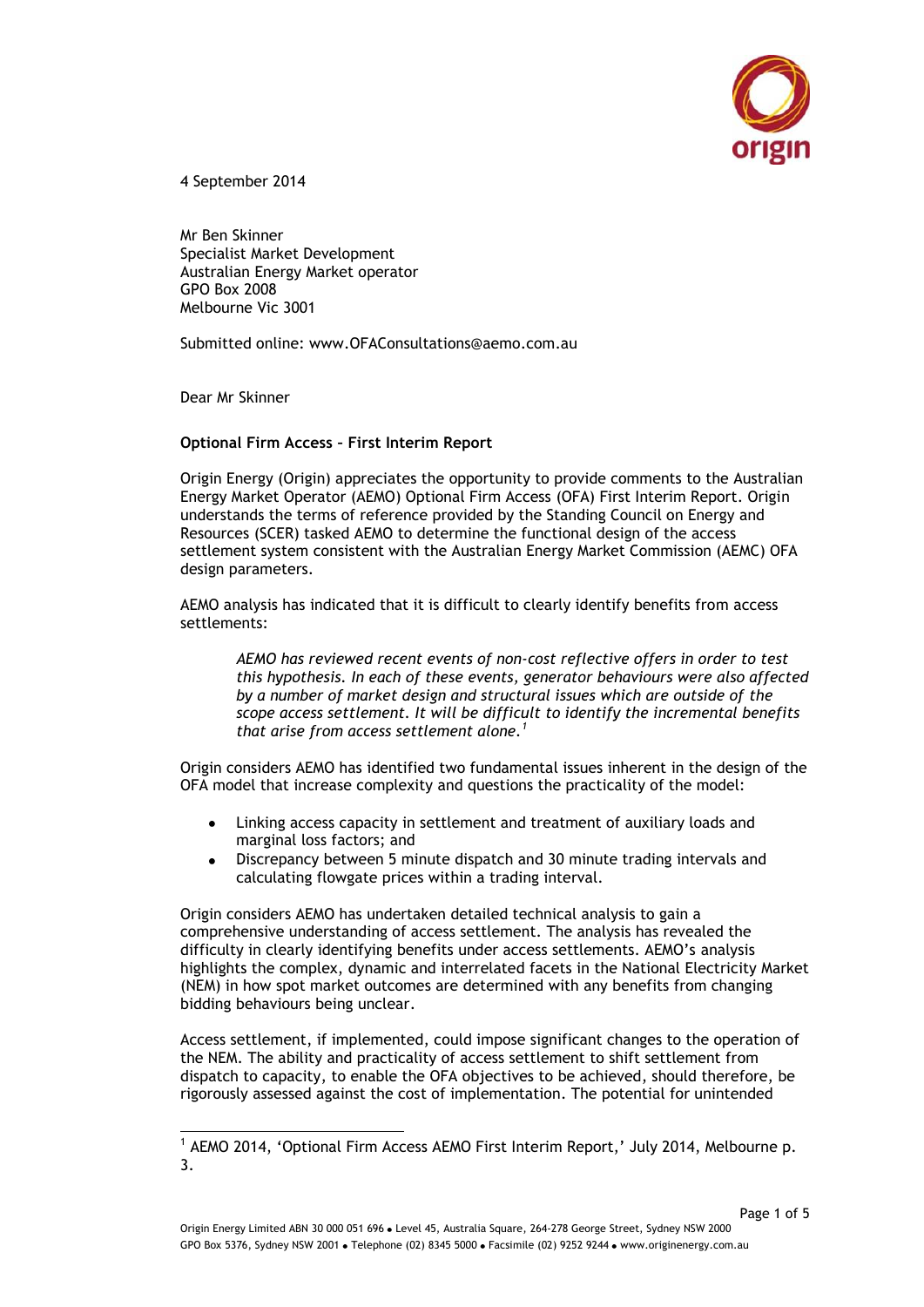4 September 2014

Mr Ben Skinner
Specialist Market Development
Australian Energy Market operator
GPO Box 2008
Melbourne Vic 3001

Submitted online: www.OFAConsultations@aemo.com.au

Dear Mr Skinner

**Optional Firm Access – First Interim Report**

Origin Energy (Origin) appreciates the opportunity to provide comments to the Australian Energy Market Operator (AEMO) Optional Firm Access (OFA) First Interim Report. Origin understands the terms of reference provided by the Standing Council on Energy and Resources (SCER) tasked AEMO to determine the functional design of the access settlement system consistent with the Australian Energy Market Commission (AEMC) OFA design parameters.

AEMO analysis has indicated that it is difficult to clearly identify benefits from access settlements:

> *AEMO has reviewed recent events of non-cost reflective offers in order to test this hypothesis. In each of these events, generator behaviours were also affected by a number of market design and structural issues which are outside of the scope access settlement. It will be difficult to identify the incremental benefits that arise from access settlement alone.*[1]

Origin considers AEMO has identified two fundamental issues inherent in the design of the OFA model that increase complexity and questions the practicality of the model:

- Linking access capacity in settlement and treatment of auxiliary loads and marginal loss factors; and
- Discrepancy between 5 minute dispatch and 30 minute trading intervals and calculating flowgate prices within a trading interval.

Origin considers AEMO has undertaken detailed technical analysis to gain a comprehensive understanding of access settlement. The analysis has revealed the difficulty in clearly identifying benefits under access settlements. AEMO's analysis highlights the complex, dynamic and interrelated facets in the National Electricity Market (NEM) in how spot market outcomes are determined with any benefits from changing bidding behaviours being unclear.

Access settlement, if implemented, could impose significant changes to the operation of the NEM. The ability and practicality of access settlement to shift settlement from dispatch to capacity, to enable the OFA objectives to be achieved, should therefore, be rigorously assessed against the cost of implementation. The potential for unintended

---

[1] AEMO 2014, 'Optional Firm Access AEMO First Interim Report,' July 2014, Melbourne p. 3.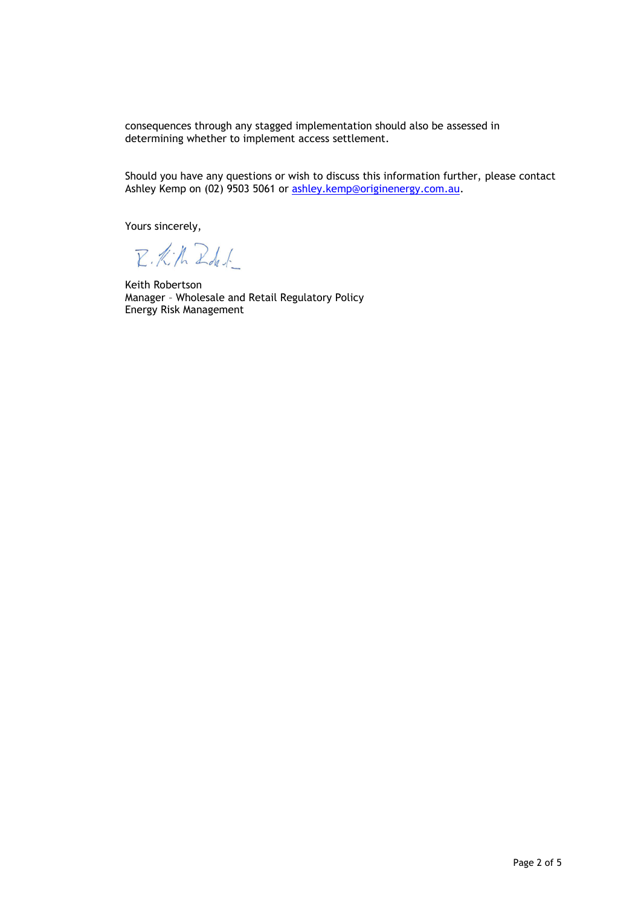consequences through any stagged implementation should also be assessed in determining whether to implement access settlement.

Should you have any questions or wish to discuss this information further, please contact Ashley Kemp on (02) 9503 5061 or ashley.kemp@originenergy.com.au.

Yours sincerely,

Keith Robertson
Manager – Wholesale and Retail Regulatory Policy
Energy Risk Management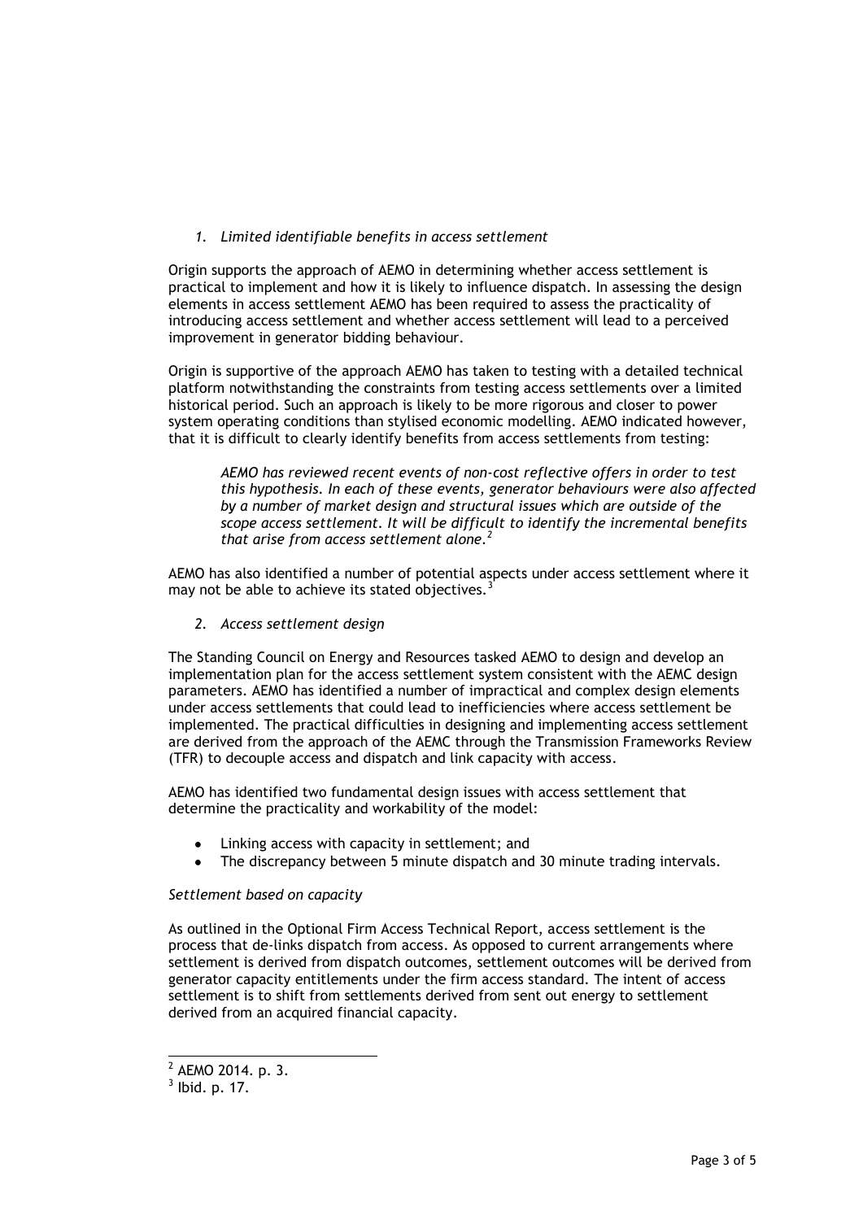*1. Limited identifiable benefits in access settlement*

Origin supports the approach of AEMO in determining whether access settlement is practical to implement and how it is likely to influence dispatch. In assessing the design elements in access settlement AEMO has been required to assess the practicality of introducing access settlement and whether access settlement will lead to a perceived improvement in generator bidding behaviour.

Origin is supportive of the approach AEMO has taken to testing with a detailed technical platform notwithstanding the constraints from testing access settlements over a limited historical period. Such an approach is likely to be more rigorous and closer to power system operating conditions than stylised economic modelling. AEMO indicated however, that it is difficult to clearly identify benefits from access settlements from testing:

> *AEMO has reviewed recent events of non-cost reflective offers in order to test this hypothesis. In each of these events, generator behaviours were also affected by a number of market design and structural issues which are outside of the scope access settlement. It will be difficult to identify the incremental benefits that arise from access settlement alone.*[2]

AEMO has also identified a number of potential aspects under access settlement where it may not be able to achieve its stated objectives.[3]

*2. Access settlement design*

The Standing Council on Energy and Resources tasked AEMO to design and develop an implementation plan for the access settlement system consistent with the AEMC design parameters. AEMO has identified a number of impractical and complex design elements under access settlements that could lead to inefficiencies where access settlement be implemented. The practical difficulties in designing and implementing access settlement are derived from the approach of the AEMC through the Transmission Frameworks Review (TFR) to decouple access and dispatch and link capacity with access.

AEMO has identified two fundamental design issues with access settlement that determine the practicality and workability of the model:

- Linking access with capacity in settlement; and
- The discrepancy between 5 minute dispatch and 30 minute trading intervals.

*Settlement based on capacity*

As outlined in the Optional Firm Access Technical Report, access settlement is the process that de-links dispatch from access. As opposed to current arrangements where settlement is derived from dispatch outcomes, settlement outcomes will be derived from generator capacity entitlements under the firm access standard. The intent of access settlement is to shift from settlements derived from sent out energy to settlement derived from an acquired financial capacity.

---

[2] AEMO 2014. p. 3.

[3] Ibid. p. 17.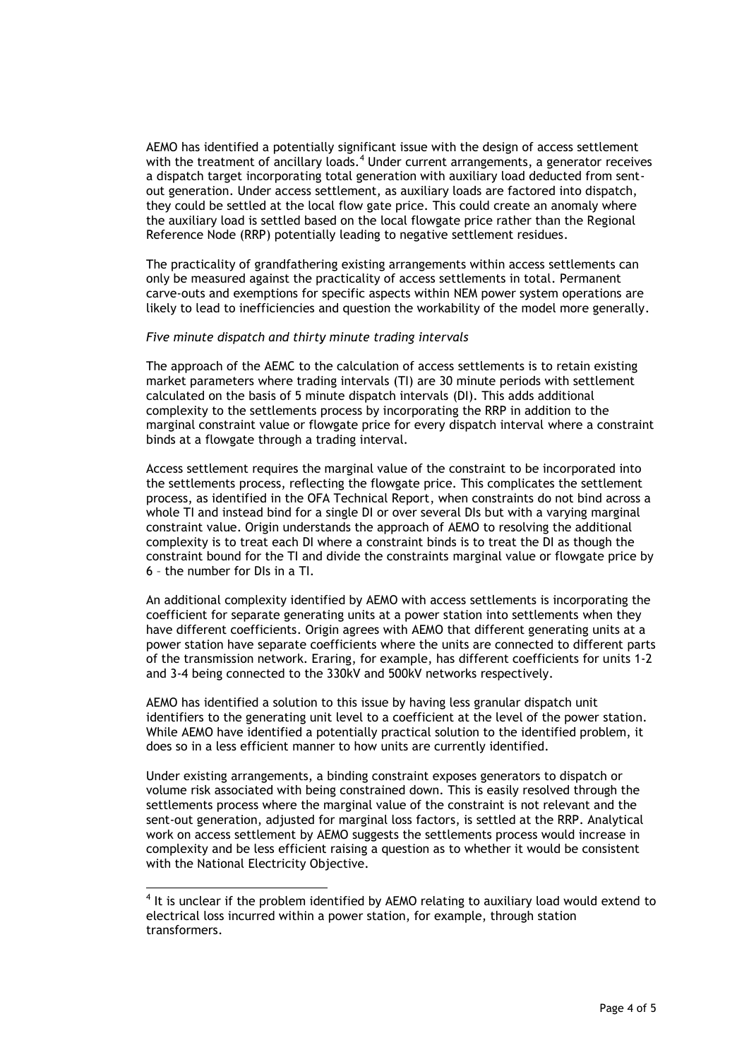AEMO has identified a potentially significant issue with the design of access settlement with the treatment of ancillary loads.[4] Under current arrangements, a generator receives a dispatch target incorporating total generation with auxiliary load deducted from sent-out generation. Under access settlement, as auxiliary loads are factored into dispatch, they could be settled at the local flow gate price. This could create an anomaly where the auxiliary load is settled based on the local flowgate price rather than the Regional Reference Node (RRP) potentially leading to negative settlement residues.

The practicality of grandfathering existing arrangements within access settlements can only be measured against the practicality of access settlements in total. Permanent carve-outs and exemptions for specific aspects within NEM power system operations are likely to lead to inefficiencies and question the workability of the model more generally.

*Five minute dispatch and thirty minute trading intervals*

The approach of the AEMC to the calculation of access settlements is to retain existing market parameters where trading intervals (TI) are 30 minute periods with settlement calculated on the basis of 5 minute dispatch intervals (DI). This adds additional complexity to the settlements process by incorporating the RRP in addition to the marginal constraint value or flowgate price for every dispatch interval where a constraint binds at a flowgate through a trading interval.

Access settlement requires the marginal value of the constraint to be incorporated into the settlements process, reflecting the flowgate price. This complicates the settlement process, as identified in the OFA Technical Report, when constraints do not bind across a whole TI and instead bind for a single DI or over several DIs but with a varying marginal constraint value. Origin understands the approach of AEMO to resolving the additional complexity is to treat each DI where a constraint binds is to treat the DI as though the constraint bound for the TI and divide the constraints marginal value or flowgate price by 6 – the number for DIs in a TI.

An additional complexity identified by AEMO with access settlements is incorporating the coefficient for separate generating units at a power station into settlements when they have different coefficients. Origin agrees with AEMO that different generating units at a power station have separate coefficients where the units are connected to different parts of the transmission network. Eraring, for example, has different coefficients for units 1-2 and 3-4 being connected to the 330kV and 500kV networks respectively.

AEMO has identified a solution to this issue by having less granular dispatch unit identifiers to the generating unit level to a coefficient at the level of the power station. While AEMO have identified a potentially practical solution to the identified problem, it does so in a less efficient manner to how units are currently identified.

Under existing arrangements, a binding constraint exposes generators to dispatch or volume risk associated with being constrained down. This is easily resolved through the settlements process where the marginal value of the constraint is not relevant and the sent-out generation, adjusted for marginal loss factors, is settled at the RRP. Analytical work on access settlement by AEMO suggests the settlements process would increase in complexity and be less efficient raising a question as to whether it would be consistent with the National Electricity Objective.

---

[4] It is unclear if the problem identified by AEMO relating to auxiliary load would extend to electrical loss incurred within a power station, for example, through station transformers.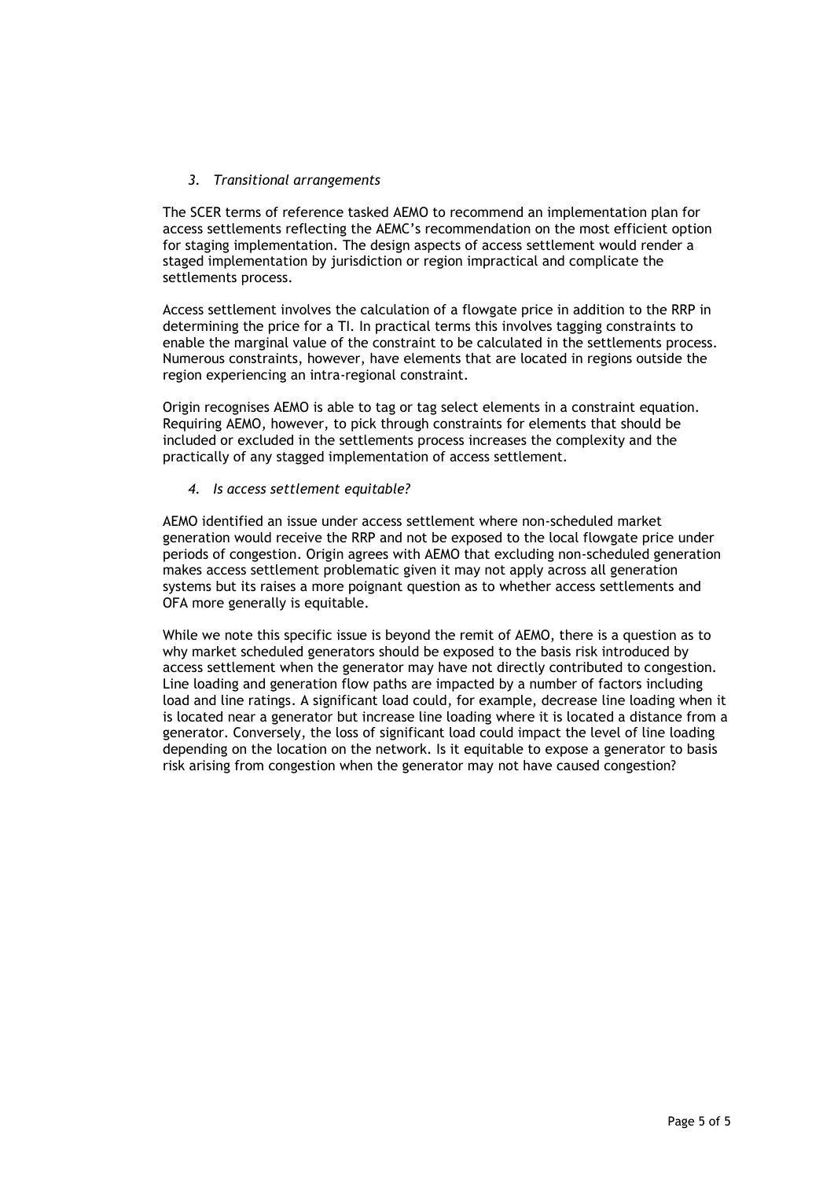*3. Transitional arrangements*

The SCER terms of reference tasked AEMO to recommend an implementation plan for access settlements reflecting the AEMC's recommendation on the most efficient option for staging implementation. The design aspects of access settlement would render a staged implementation by jurisdiction or region impractical and complicate the settlements process.

Access settlement involves the calculation of a flowgate price in addition to the RRP in determining the price for a TI. In practical terms this involves tagging constraints to enable the marginal value of the constraint to be calculated in the settlements process. Numerous constraints, however, have elements that are located in regions outside the region experiencing an intra-regional constraint.

Origin recognises AEMO is able to tag or tag select elements in a constraint equation. Requiring AEMO, however, to pick through constraints for elements that should be included or excluded in the settlements process increases the complexity and the practically of any stagged implementation of access settlement.

*4. Is access settlement equitable?*

AEMO identified an issue under access settlement where non-scheduled market generation would receive the RRP and not be exposed to the local flowgate price under periods of congestion. Origin agrees with AEMO that excluding non-scheduled generation makes access settlement problematic given it may not apply across all generation systems but its raises a more poignant question as to whether access settlements and OFA more generally is equitable.

While we note this specific issue is beyond the remit of AEMO, there is a question as to why market scheduled generators should be exposed to the basis risk introduced by access settlement when the generator may have not directly contributed to congestion. Line loading and generation flow paths are impacted by a number of factors including load and line ratings. A significant load could, for example, decrease line loading when it is located near a generator but increase line loading where it is located a distance from a generator. Conversely, the loss of significant load could impact the level of line loading depending on the location on the network. Is it equitable to expose a generator to basis risk arising from congestion when the generator may not have caused congestion?